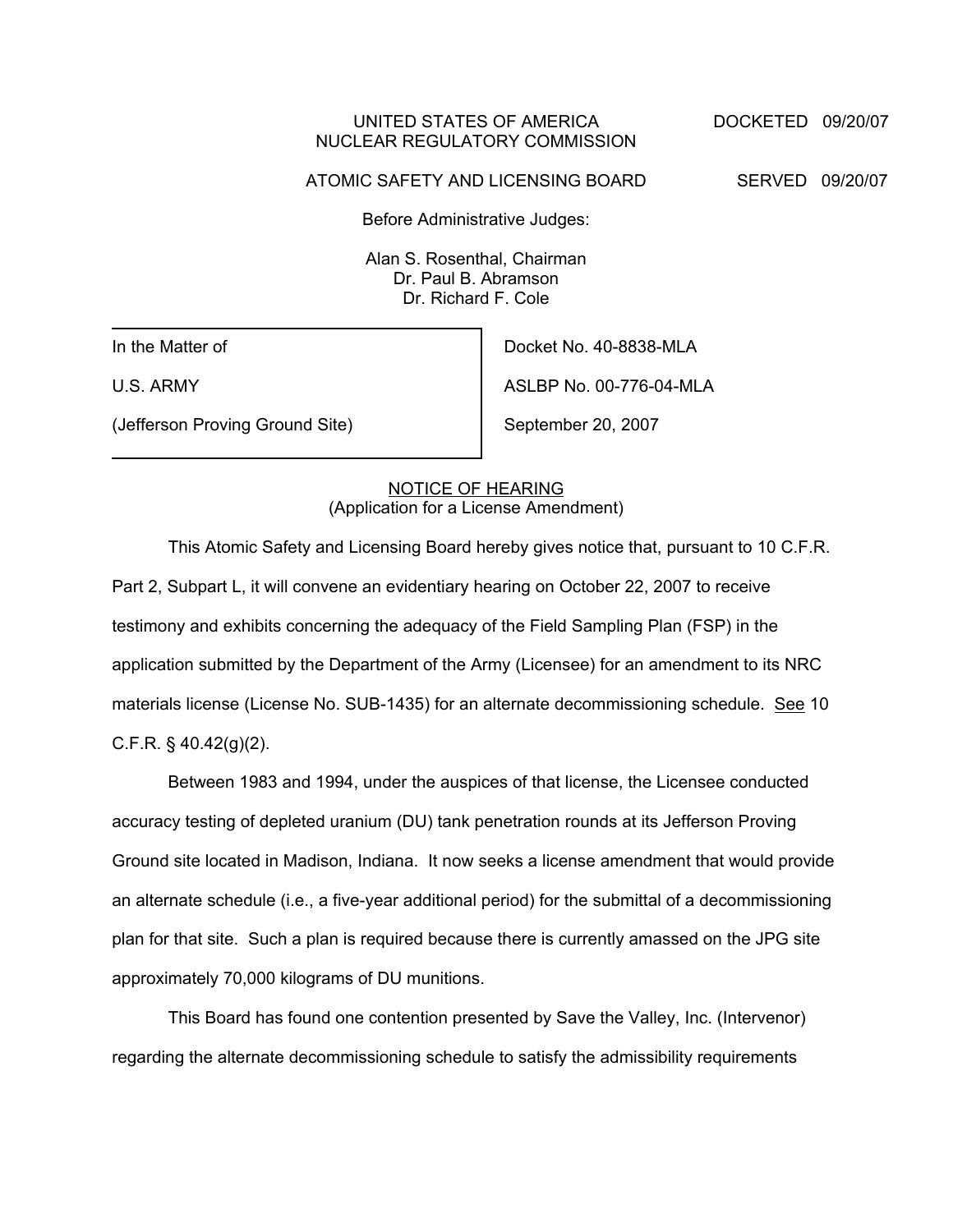UNITED STATES OF AMERICA
NUCLEAR REGULATORY COMMISSION

DOCKETED 09/20/07

ATOMIC SAFETY AND LICENSING BOARD

SERVED 09/20/07

Before Administrative Judges:

Alan S. Rosenthal, Chairman
Dr. Paul B. Abramson
Dr. Richard F. Cole

| | |
|---|---|
| In the Matter of | Docket No. 40-8838-MLA |
| U.S. ARMY | ASLBP No. 00-776-04-MLA |
| (Jefferson Proving Ground Site) | September 20, 2007 |

## NOTICE OF HEARING
(Application for a License Amendment)

This Atomic Safety and Licensing Board hereby gives notice that, pursuant to 10 C.F.R. Part 2, Subpart L, it will convene an evidentiary hearing on October 22, 2007 to receive testimony and exhibits concerning the adequacy of the Field Sampling Plan (FSP) in the application submitted by the Department of the Army (Licensee) for an amendment to its NRC materials license (License No. SUB-1435) for an alternate decommissioning schedule. See 10 C.F.R. § 40.42(g)(2).

Between 1983 and 1994, under the auspices of that license, the Licensee conducted accuracy testing of depleted uranium (DU) tank penetration rounds at its Jefferson Proving Ground site located in Madison, Indiana. It now seeks a license amendment that would provide an alternate schedule (i.e., a five-year additional period) for the submittal of a decommissioning plan for that site. Such a plan is required because there is currently amassed on the JPG site approximately 70,000 kilograms of DU munitions.

This Board has found one contention presented by Save the Valley, Inc. (Intervenor) regarding the alternate decommissioning schedule to satisfy the admissibility requirements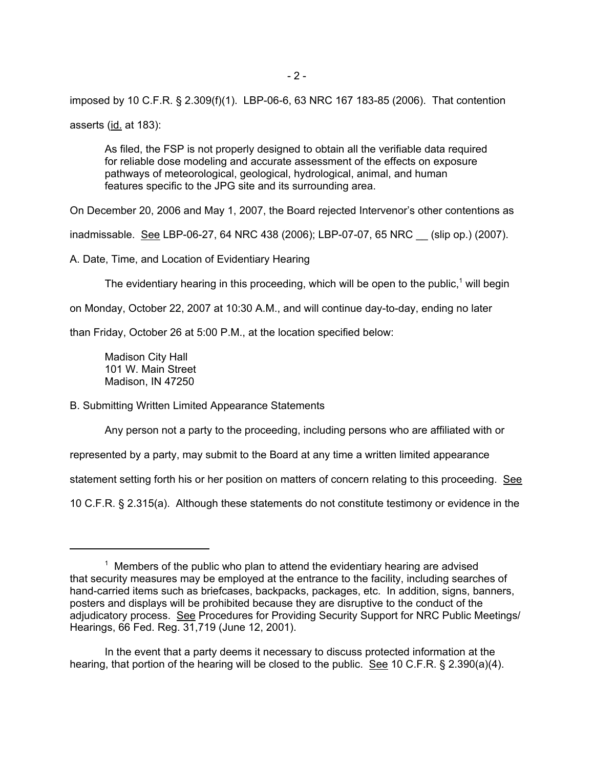imposed by 10 C.F.R. § 2.309(f)(1). LBP-06-6, 63 NRC 167 183-85 (2006). That contention asserts (id. at 183):

> As filed, the FSP is not properly designed to obtain all the verifiable data required for reliable dose modeling and accurate assessment of the effects on exposure pathways of meteorological, geological, hydrological, animal, and human features specific to the JPG site and its surrounding area.

On December 20, 2006 and May 1, 2007, the Board rejected Intervenor's other contentions as inadmissable. See LBP-06-27, 64 NRC 438 (2006); LBP-07-07, 65 NRC __ (slip op.) (2007).

A. Date, Time, and Location of Evidentiary Hearing

The evidentiary hearing in this proceeding, which will be open to the public,[1] will begin on Monday, October 22, 2007 at 10:30 A.M., and will continue day-to-day, ending no later than Friday, October 26 at 5:00 P.M., at the location specified below:

> Madison City Hall
> 101 W. Main Street
> Madison, IN 47250

B. Submitting Written Limited Appearance Statements

Any person not a party to the proceeding, including persons who are affiliated with or represented by a party, may submit to the Board at any time a written limited appearance statement setting forth his or her position on matters of concern relating to this proceeding. See 10 C.F.R. § 2.315(a). Although these statements do not constitute testimony or evidence in the

---

[1] Members of the public who plan to attend the evidentiary hearing are advised that security measures may be employed at the entrance to the facility, including searches of hand-carried items such as briefcases, backpacks, packages, etc. In addition, signs, banners, posters and displays will be prohibited because they are disruptive to the conduct of the adjudicatory process. See Procedures for Providing Security Support for NRC Public Meetings/Hearings, 66 Fed. Reg. 31,719 (June 12, 2001).

In the event that a party deems it necessary to discuss protected information at the hearing, that portion of the hearing will be closed to the public. See 10 C.F.R. § 2.390(a)(4).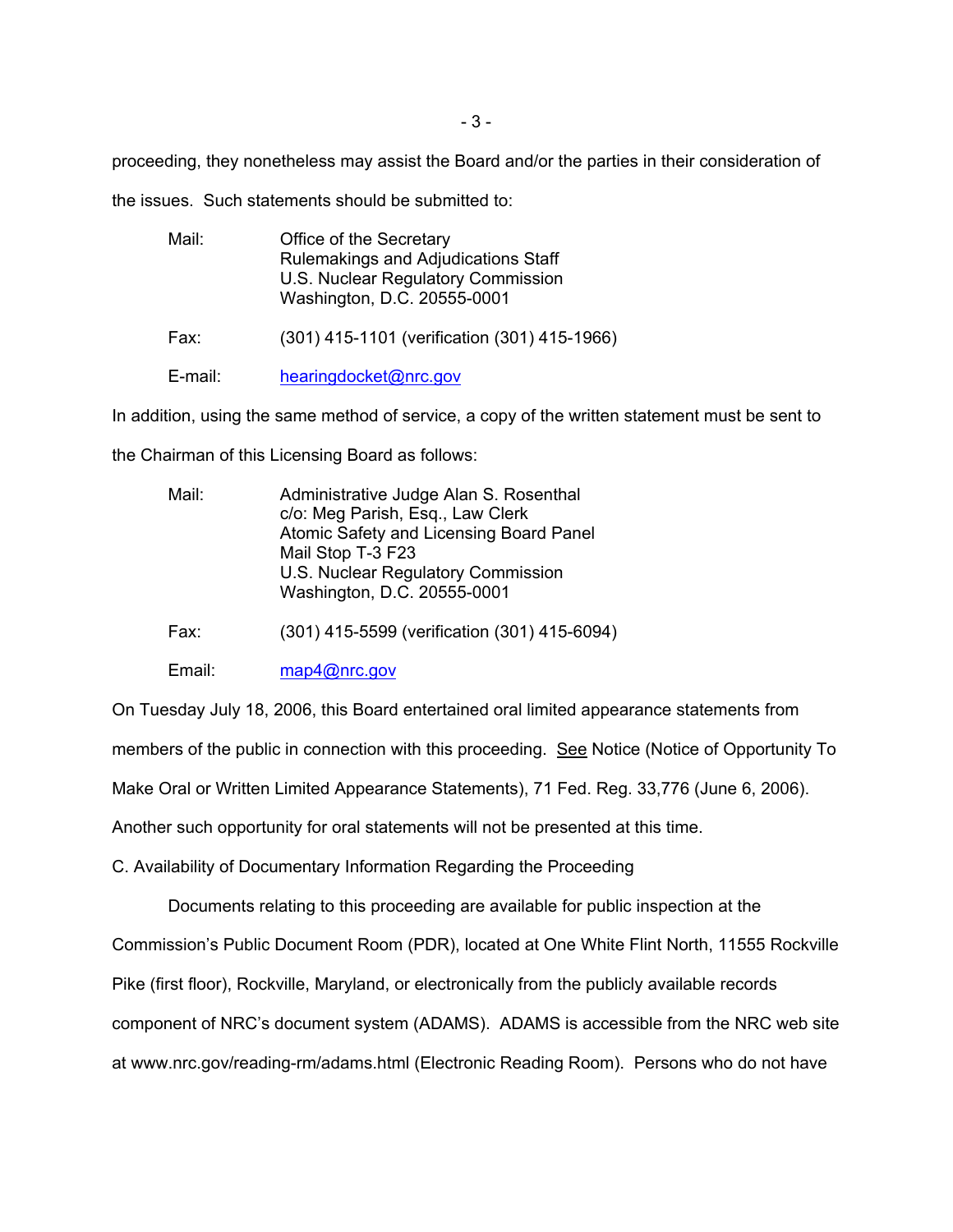proceeding, they nonetheless may assist the Board and/or the parties in their consideration of the issues. Such statements should be submitted to:

Mail: Office of the Secretary
Rulemakings and Adjudications Staff
U.S. Nuclear Regulatory Commission
Washington, D.C. 20555-0001

Fax: (301) 415-1101 (verification (301) 415-1966)

E-mail: hearingdocket@nrc.gov

In addition, using the same method of service, a copy of the written statement must be sent to the Chairman of this Licensing Board as follows:

Mail: Administrative Judge Alan S. Rosenthal
c/o: Meg Parish, Esq., Law Clerk
Atomic Safety and Licensing Board Panel
Mail Stop T-3 F23
U.S. Nuclear Regulatory Commission
Washington, D.C. 20555-0001

Fax: (301) 415-5599 (verification (301) 415-6094)

Email: map4@nrc.gov

On Tuesday July 18, 2006, this Board entertained oral limited appearance statements from members of the public in connection with this proceeding. See Notice (Notice of Opportunity To Make Oral or Written Limited Appearance Statements), 71 Fed. Reg. 33,776 (June 6, 2006). Another such opportunity for oral statements will not be presented at this time.

C. Availability of Documentary Information Regarding the Proceeding

Documents relating to this proceeding are available for public inspection at the Commission's Public Document Room (PDR), located at One White Flint North, 11555 Rockville Pike (first floor), Rockville, Maryland, or electronically from the publicly available records component of NRC's document system (ADAMS). ADAMS is accessible from the NRC web site at www.nrc.gov/reading-rm/adams.html (Electronic Reading Room). Persons who do not have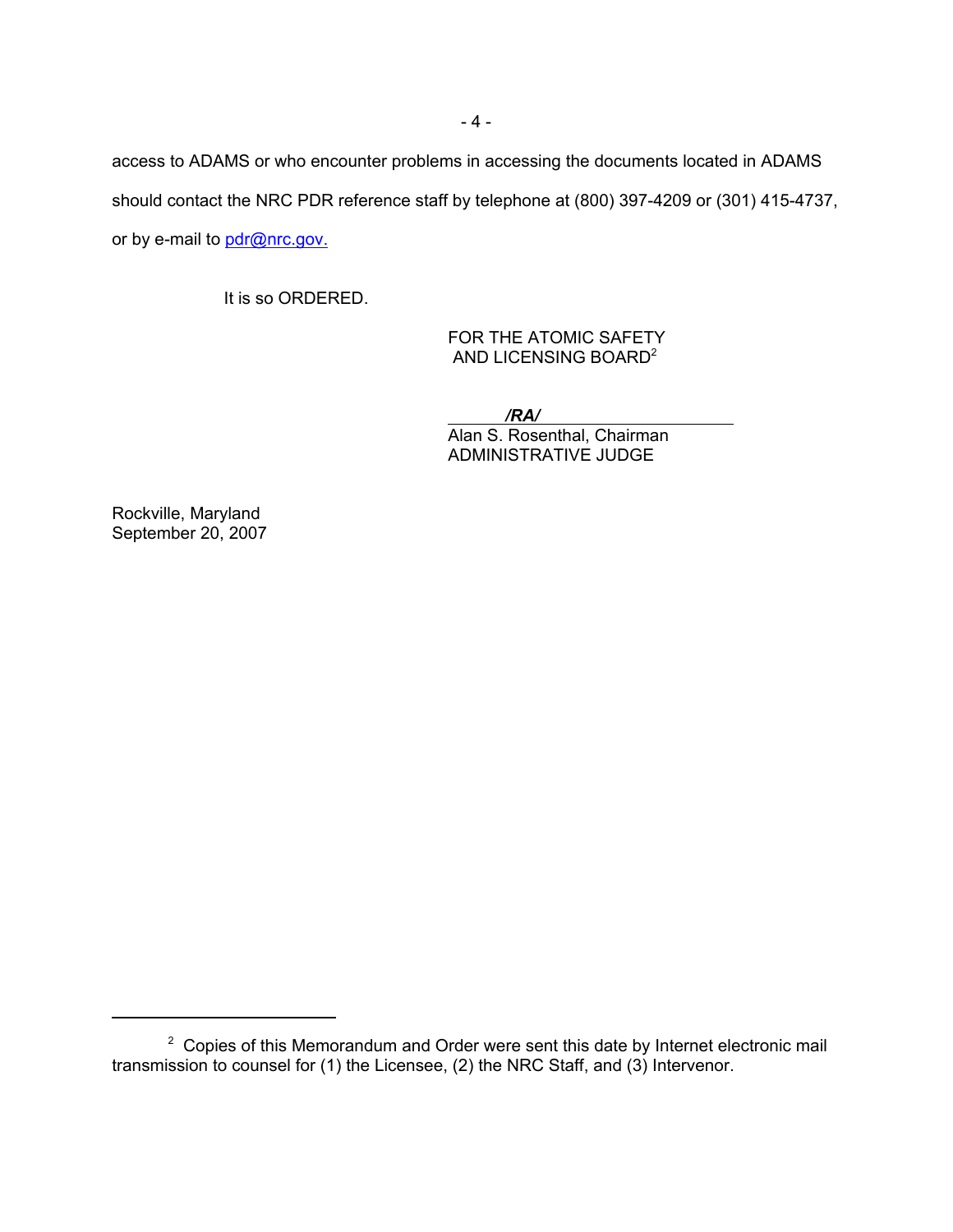access to ADAMS or who encounter problems in accessing the documents located in ADAMS should contact the NRC PDR reference staff by telephone at (800) 397-4209 or (301) 415-4737, or by e-mail to pdr@nrc.gov.

It is so ORDERED.

FOR THE ATOMIC SAFETY
AND LICENSING BOARD[2]

***/RA/***

Alan S. Rosenthal, Chairman
ADMINISTRATIVE JUDGE

Rockville, Maryland
September 20, 2007

---

[2] Copies of this Memorandum and Order were sent this date by Internet electronic mail transmission to counsel for (1) the Licensee, (2) the NRC Staff, and (3) Intervenor.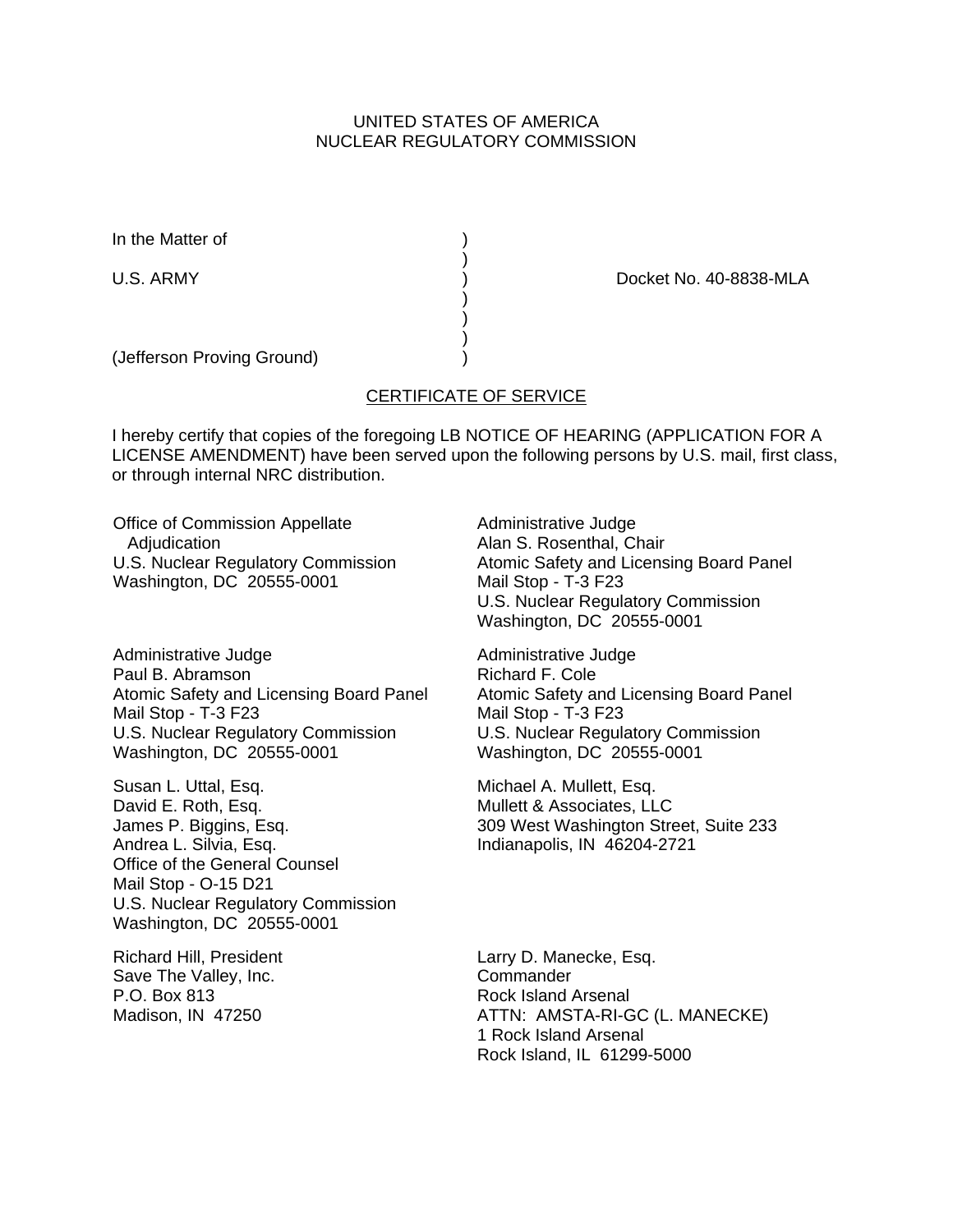UNITED STATES OF AMERICA
NUCLEAR REGULATORY COMMISSION

In the Matter of )
)
U.S. ARMY ) Docket No. 40-8838-MLA
)
)
)
(Jefferson Proving Ground) )

## CERTIFICATE OF SERVICE

I hereby certify that copies of the foregoing LB NOTICE OF HEARING (APPLICATION FOR A LICENSE AMENDMENT) have been served upon the following persons by U.S. mail, first class, or through internal NRC distribution.

Office of Commission Appellate Adjudication
U.S. Nuclear Regulatory Commission
Washington, DC 20555-0001

Administrative Judge
Alan S. Rosenthal, Chair
Atomic Safety and Licensing Board Panel
Mail Stop - T-3 F23
U.S. Nuclear Regulatory Commission
Washington, DC 20555-0001

Administrative Judge
Paul B. Abramson
Atomic Safety and Licensing Board Panel
Mail Stop - T-3 F23
U.S. Nuclear Regulatory Commission
Washington, DC 20555-0001

Administrative Judge
Richard F. Cole
Atomic Safety and Licensing Board Panel
Mail Stop - T-3 F23
U.S. Nuclear Regulatory Commission
Washington, DC 20555-0001

Susan L. Uttal, Esq.
David E. Roth, Esq.
James P. Biggins, Esq.
Andrea L. Silvia, Esq.
Office of the General Counsel
Mail Stop - O-15 D21
U.S. Nuclear Regulatory Commission
Washington, DC 20555-0001

Michael A. Mullett, Esq.
Mullett & Associates, LLC
309 West Washington Street, Suite 233
Indianapolis, IN 46204-2721

Richard Hill, President
Save The Valley, Inc.
P.O. Box 813
Madison, IN 47250

Larry D. Manecke, Esq.
Commander
Rock Island Arsenal
ATTN: AMSTA-RI-GC (L. MANECKE)
1 Rock Island Arsenal
Rock Island, IL 61299-5000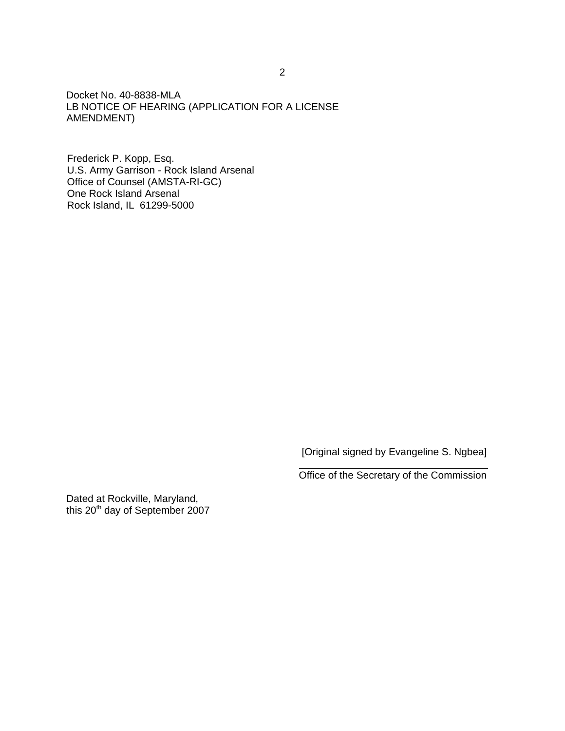Docket No. 40-8838-MLA
LB NOTICE OF HEARING (APPLICATION FOR A LICENSE AMENDMENT)

Frederick P. Kopp, Esq.
U.S. Army Garrison - Rock Island Arsenal
Office of Counsel (AMSTA-RI-GC)
One Rock Island Arsenal
Rock Island, IL 61299-5000

[Original signed by Evangeline S. Ngbea]

Office of the Secretary of the Commission

Dated at Rockville, Maryland,
this 20th day of September 2007